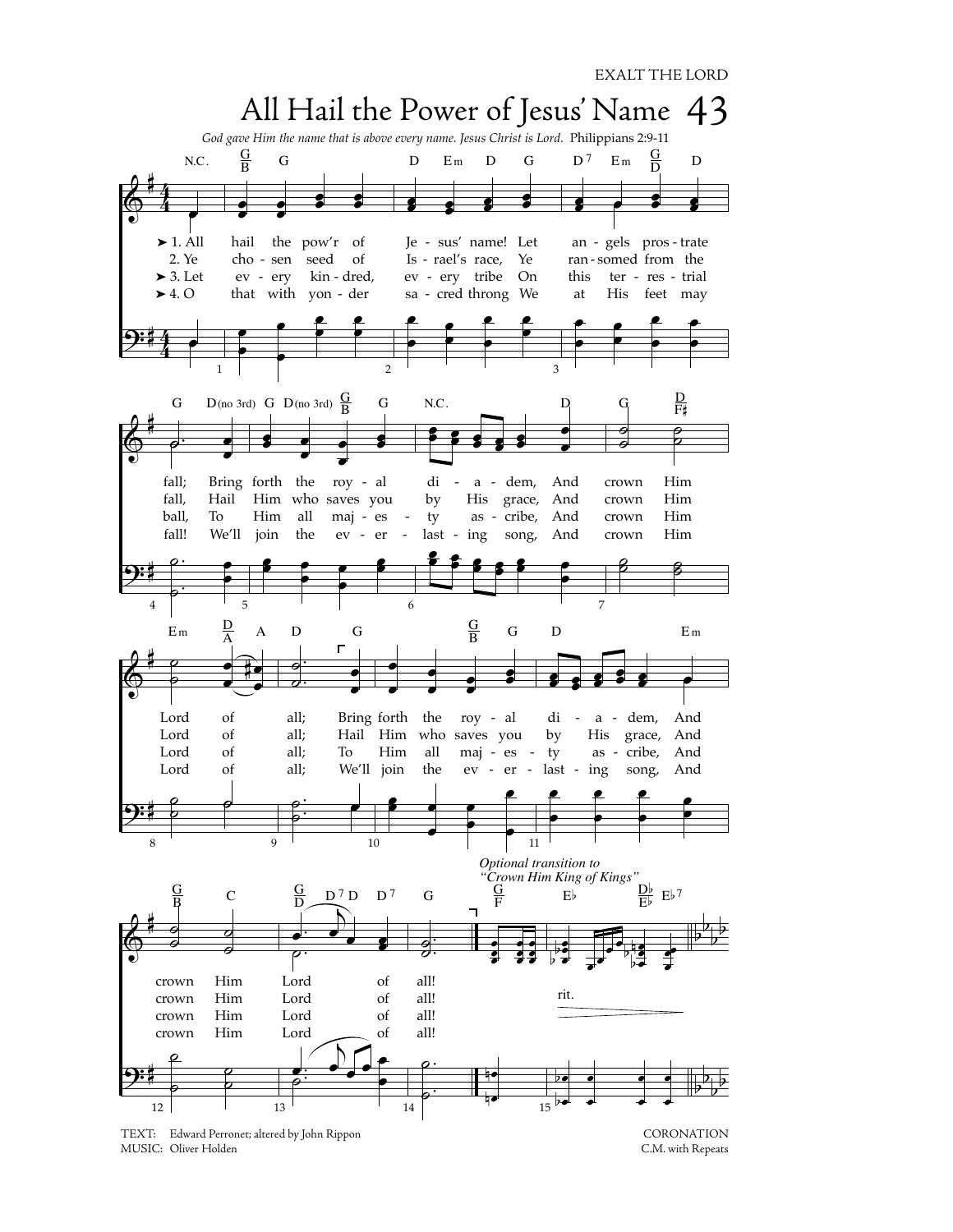EXALT THE LORD

# All Hail the Power of Jesus' Name 43

*God gave Him the name that is above every name. Jesus Christ is Lord.* Philippians 2:9-11

1. All hail the pow'r of Jesus' name! Let angels prostrate fall; Bring forth the royal diadem, And crown Him Lord of all; Bring forth the royal diadem, And crown Him Lord of all!

2. Ye chosen seed of Israel's race, Ye ransomed from the fall, Hail Him who saves you by His grace, And crown Him Lord of all; Hail Him who saves you by His grace, And crown Him Lord of all!

3. Let every kindred, every tribe On this terrestrial ball, To Him all majesty ascribe, And crown Him Lord of all; To Him all majesty ascribe, And crown Him Lord of all!

4. O that with yonder sacred throng We at His feet may fall! We'll join the everlasting song, And crown Him Lord of all; We'll join the everlasting song, And crown Him Lord of all!

*Optional transition to "Crown Him King of Kings"*

rit.

TEXT: Edward Perronet; altered by John Rippon
MUSIC: Oliver Holden

CORONATION
C.M. with Repeats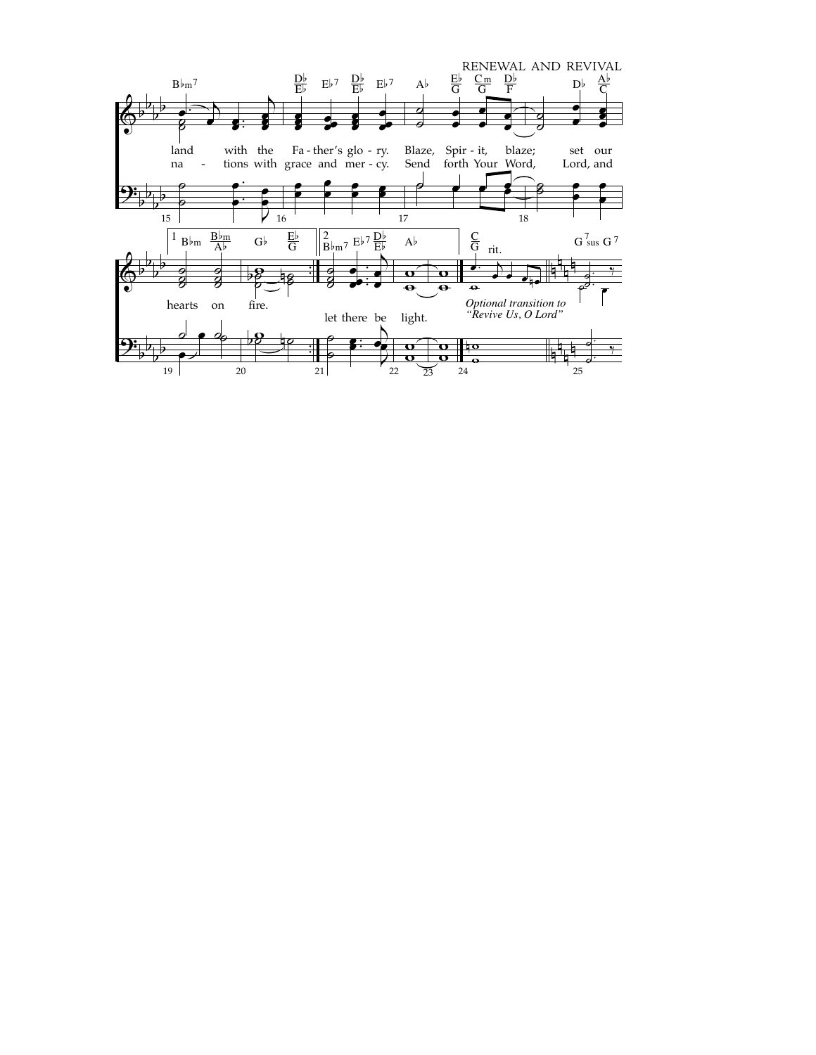land with the Fa - ther's glo - ry. Blaze, Spir - it, blaze; set our hearts on fire.

na - tions with grace and mer - cy. Send forth Your Word, Lord, and let there be light.

rit.

*Optional transition to "Revive Us, O Lord"*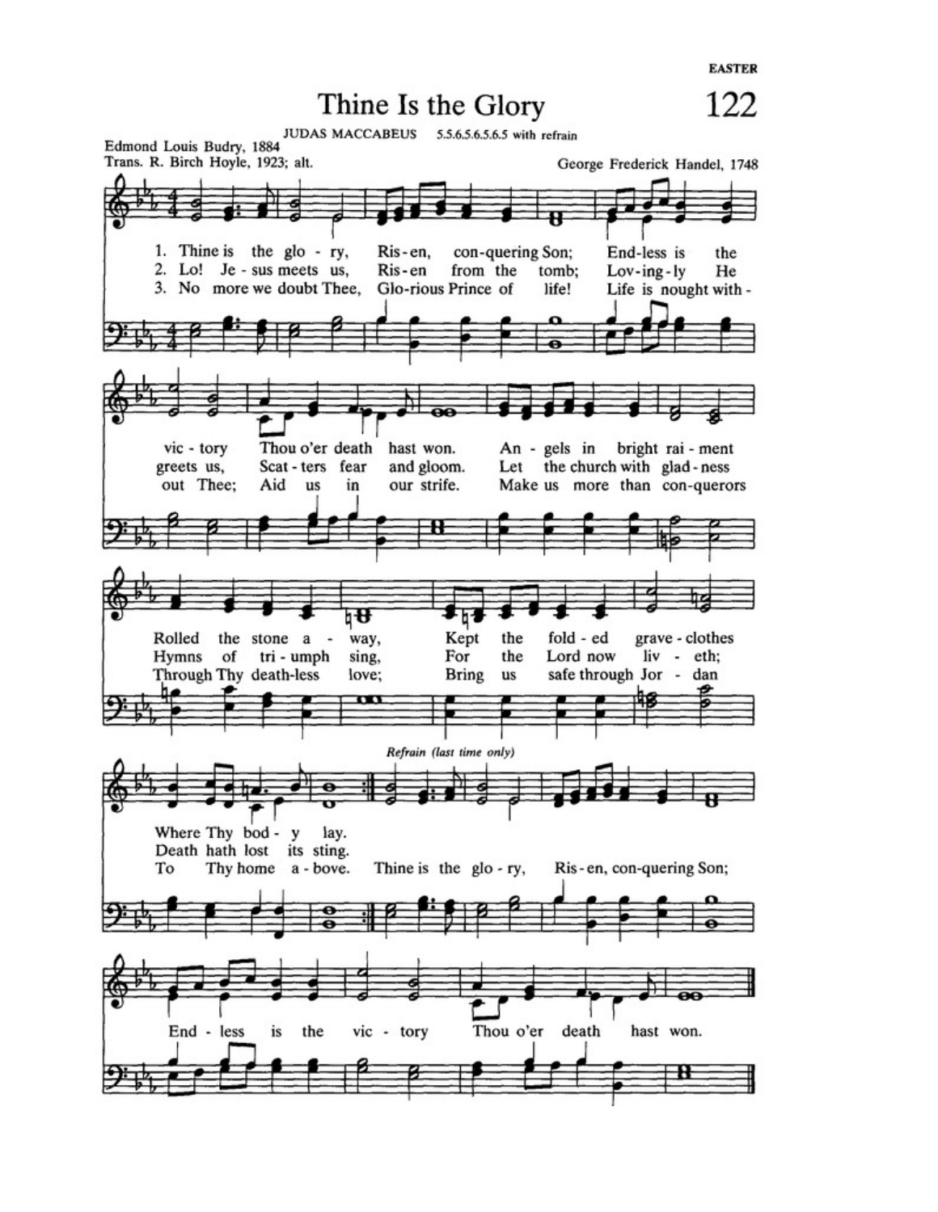EASTER

# Thine Is the Glory

**122**

JUDAS MACCABEUS 5.5.6.5.6.5.6.5 with refrain

Edmond Louis Budry, 1884
Trans. R. Birch Hoyle, 1923; alt.

George Frederick Handel, 1748

1. Thine is the glo - ry, Ris - en, con-quering Son; End - less is the vic - tory Thou o'er death hast won. An - gels in bright rai - ment Rolled the stone a - way, Kept the fold - ed grave - clothes Where Thy bod - y lay.

2. Lo! Je - sus meets us, Ris - en from the tomb; Lov - ing - ly He greets us, Scat - ters fear and gloom. Let the church with glad - ness Hymns of tri - umph sing, For the Lord now liv - eth; Death hath lost its sting.

3. No more we doubt Thee, Glo - rious Prince of life! Life is nought with - out Thee; Aid us in our strife. Make us more than con - querors Through Thy death - less love; Bring us safe through Jor - dan To Thy home a - bove.

*Refrain (last time only)*

Thine is the glo - ry, Ris - en, con-quering Son; End - less is the vic - tory Thou o'er death hast won.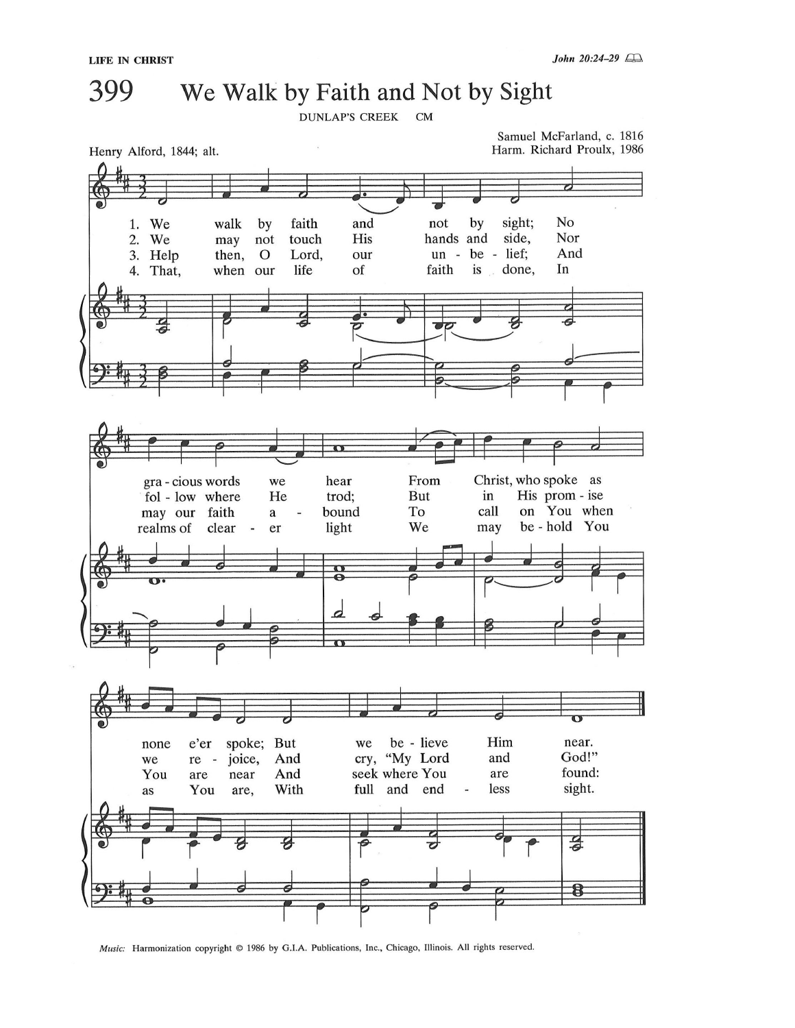LIFE IN CHRIST

*John 20:24–29*

# 399 We Walk by Faith and Not by Sight

DUNLAP'S CREEK CM

Henry Alford, 1844; alt.

Samuel McFarland, c. 1816
Harm. Richard Proulx, 1986

1. We walk by faith and not by sight; No gracious words we hear From Christ, who spoke as none e'er spoke; But we believe Him near.

2. We may not touch His hands and side, Nor follow where He trod; But in His promise we rejoice, And cry, "My Lord and God!"

3. Help then, O Lord, our unbelief; And may our faith abound To call on You when You are near And seek where You are found:

4. That, when our life of faith is done, In realms of clearer light We may behold You as You are, With full and endless sight.

*Music:* Harmonization copyright © 1986 by G.I.A. Publications, Inc., Chicago, Illinois. All rights reserved.